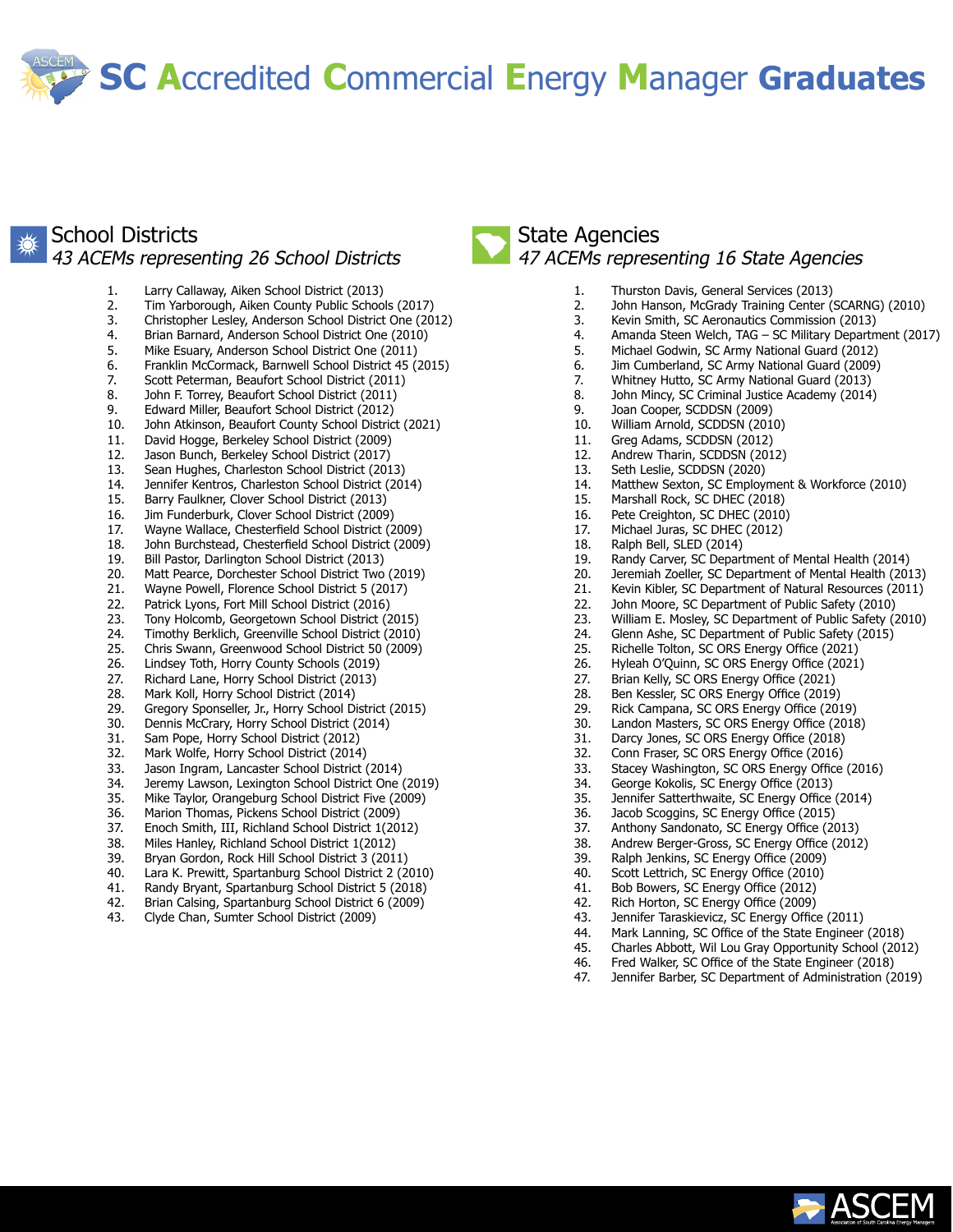# SC Accredited Commercial Energy Manager Graduates

## School Districts

*43 ACEMs representing 26 School Districts*

1. Larry Callaway, Aiken School District (2013)
2. Tim Yarborough, Aiken County Public Schools (2017)
3. Christopher Lesley, Anderson School District One (2012)
4. Brian Barnard, Anderson School District One (2010)
5. Mike Esuary, Anderson School District One (2011)
6. Franklin McCormack, Barnwell School District 45 (2015)
7. Scott Peterman, Beaufort School District (2011)
8. John F. Torrey, Beaufort School District (2011)
9. Edward Miller, Beaufort School District (2012)
10. John Atkinson, Beaufort County School District (2021)
11. David Hogge, Berkeley School District (2009)
12. Jason Bunch, Berkeley School District (2017)
13. Sean Hughes, Charleston School District (2013)
14. Jennifer Kentros, Charleston School District (2014)
15. Barry Faulkner, Clover School District (2013)
16. Jim Funderburk, Clover School District (2009)
17. Wayne Wallace, Chesterfield School District (2009)
18. John Burchstead, Chesterfield School District (2009)
19. Bill Pastor, Darlington School District (2013)
20. Matt Pearce, Dorchester School District Two (2019)
21. Wayne Powell, Florence School District 5 (2017)
22. Patrick Lyons, Fort Mill School District (2016)
23. Tony Holcomb, Georgetown School District (2015)
24. Timothy Berklich, Greenville School District (2010)
25. Chris Swann, Greenwood School District 50 (2009)
26. Lindsey Toth, Horry County Schools (2019)
27. Richard Lane, Horry School District (2013)
28. Mark Koll, Horry School District (2014)
29. Gregory Sponseller, Jr., Horry School District (2015)
30. Dennis McCrary, Horry School District (2014)
31. Sam Pope, Horry School District (2012)
32. Mark Wolfe, Horry School District (2014)
33. Jason Ingram, Lancaster School District (2014)
34. Jeremy Lawson, Lexington School District One (2019)
35. Mike Taylor, Orangeburg School District Five (2009)
36. Marion Thomas, Pickens School District (2009)
37. Enoch Smith, III, Richland School District 1(2012)
38. Miles Hanley, Richland School District 1(2012)
39. Bryan Gordon, Rock Hill School District 3 (2011)
40. Lara K. Prewitt, Spartanburg School District 2 (2010)
41. Randy Bryant, Spartanburg School District 5 (2018)
42. Brian Calsing, Spartanburg School District 6 (2009)
43. Clyde Chan, Sumter School District (2009)

## State Agencies

*47 ACEMs representing 16 State Agencies*

1. Thurston Davis, General Services (2013)
2. John Hanson, McGrady Training Center (SCARNG) (2010)
3. Kevin Smith, SC Aeronautics Commission (2013)
4. Amanda Steen Welch, TAG – SC Military Department (2017)
5. Michael Godwin, SC Army National Guard (2012)
6. Jim Cumberland, SC Army National Guard (2009)
7. Whitney Hutto, SC Army National Guard (2013)
8. John Mincy, SC Criminal Justice Academy (2014)
9. Joan Cooper, SCDDSN (2009)
10. William Arnold, SCDDSN (2010)
11. Greg Adams, SCDDSN (2012)
12. Andrew Tharin, SCDDSN (2012)
13. Seth Leslie, SCDDSN (2020)
14. Matthew Sexton, SC Employment & Workforce (2010)
15. Marshall Rock, SC DHEC (2018)
16. Pete Creighton, SC DHEC (2010)
17. Michael Juras, SC DHEC (2012)
18. Ralph Bell, SLED (2014)
19. Randy Carver, SC Department of Mental Health (2014)
20. Jeremiah Zoeller, SC Department of Mental Health (2013)
21. Kevin Kibler, SC Department of Natural Resources (2011)
22. John Moore, SC Department of Public Safety (2010)
23. William E. Mosley, SC Department of Public Safety (2010)
24. Glenn Ashe, SC Department of Public Safety (2015)
25. Richelle Tolton, SC ORS Energy Office (2021)
26. Hyleah O'Quinn, SC ORS Energy Office (2021)
27. Brian Kelly, SC ORS Energy Office (2021)
28. Ben Kessler, SC ORS Energy Office (2019)
29. Rick Campana, SC ORS Energy Office (2019)
30. Landon Masters, SC ORS Energy Office (2018)
31. Darcy Jones, SC ORS Energy Office (2018)
32. Conn Fraser, SC ORS Energy Office (2016)
33. Stacey Washington, SC ORS Energy Office (2016)
34. George Kokolis, SC Energy Office (2013)
35. Jennifer Satterthwaite, SC Energy Office (2014)
36. Jacob Scoggins, SC Energy Office (2015)
37. Anthony Sandonato, SC Energy Office (2013)
38. Andrew Berger-Gross, SC Energy Office (2012)
39. Ralph Jenkins, SC Energy Office (2009)
40. Scott Lettrich, SC Energy Office (2010)
41. Bob Bowers, SC Energy Office (2012)
42. Rich Horton, SC Energy Office (2009)
43. Jennifer Taraskievicz, SC Energy Office (2011)
44. Mark Lanning, SC Office of the State Engineer (2018)
45. Charles Abbott, Wil Lou Gray Opportunity School (2012)
46. Fred Walker, SC Office of the State Engineer (2018)
47. Jennifer Barber, SC Department of Administration (2019)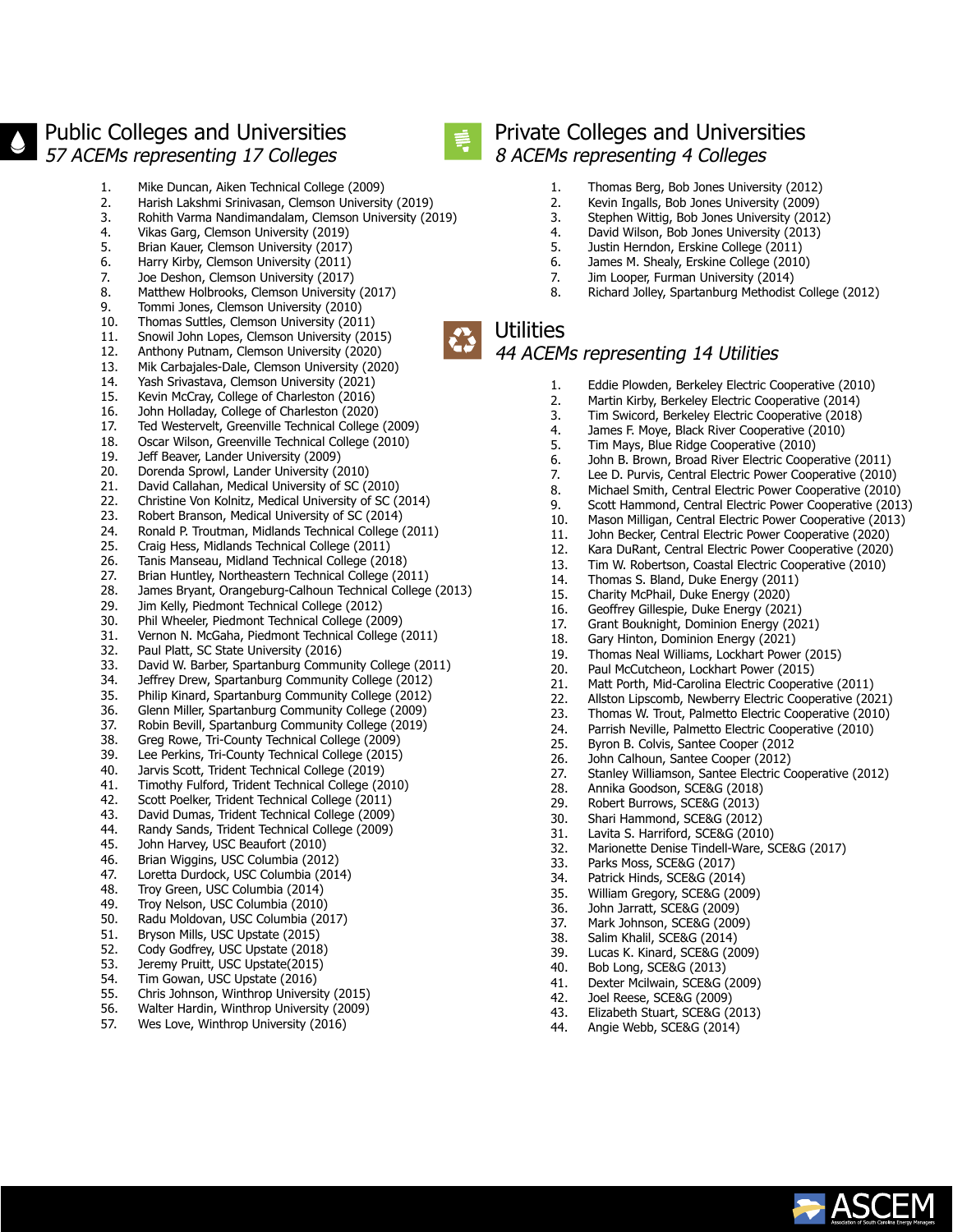## Public Colleges and Universities

*57 ACEMs representing 17 Colleges*

1. Mike Duncan, Aiken Technical College (2009)
2. Harish Lakshmi Srinivasan, Clemson University (2019)
3. Rohith Varma Nandimandalam, Clemson University (2019)
4. Vikas Garg, Clemson University (2019)
5. Brian Kauer, Clemson University (2017)
6. Harry Kirby, Clemson University (2011)
7. Joe Deshon, Clemson University (2017)
8. Matthew Holbrooks, Clemson University (2017)
9. Tommi Jones, Clemson University (2010)
10. Thomas Suttles, Clemson University (2011)
11. Snowil John Lopes, Clemson University (2015)
12. Anthony Putnam, Clemson University (2020)
13. Mik Carbajales-Dale, Clemson University (2020)
14. Yash Srivastava, Clemson University (2021)
15. Kevin McCray, College of Charleston (2016)
16. John Holladay, College of Charleston (2020)
17. Ted Westervelt, Greenville Technical College (2009)
18. Oscar Wilson, Greenville Technical College (2010)
19. Jeff Beaver, Lander University (2009)
20. Dorenda Sprowl, Lander University (2010)
21. David Callahan, Medical University of SC (2010)
22. Christine Von Kolnitz, Medical University of SC (2014)
23. Robert Branson, Medical University of SC (2014)
24. Ronald P. Troutman, Midlands Technical College (2011)
25. Craig Hess, Midlands Technical College (2011)
26. Tanis Manseau, Midland Technical College (2018)
27. Brian Huntley, Northeastern Technical College (2011)
28. James Bryant, Orangeburg-Calhoun Technical College (2013)
29. Jim Kelly, Piedmont Technical College (2012)
30. Phil Wheeler, Piedmont Technical College (2009)
31. Vernon N. McGaha, Piedmont Technical College (2011)
32. Paul Platt, SC State University (2016)
33. David W. Barber, Spartanburg Community College (2011)
34. Jeffrey Drew, Spartanburg Community College (2012)
35. Philip Kinard, Spartanburg Community College (2012)
36. Glenn Miller, Spartanburg Community College (2009)
37. Robin Bevill, Spartanburg Community College (2019)
38. Greg Rowe, Tri-County Technical College (2009)
39. Lee Perkins, Tri-County Technical College (2015)
40. Jarvis Scott, Trident Technical College (2019)
41. Timothy Fulford, Trident Technical College (2010)
42. Scott Poelker, Trident Technical College (2011)
43. David Dumas, Trident Technical College (2009)
44. Randy Sands, Trident Technical College (2009)
45. John Harvey, USC Beaufort (2010)
46. Brian Wiggins, USC Columbia (2012)
47. Loretta Durdock, USC Columbia (2014)
48. Troy Green, USC Columbia (2014)
49. Troy Nelson, USC Columbia (2010)
50. Radu Moldovan, USC Columbia (2017)
51. Bryson Mills, USC Upstate (2015)
52. Cody Godfrey, USC Upstate (2018)
53. Jeremy Pruitt, USC Upstate(2015)
54. Tim Gowan, USC Upstate (2016)
55. Chris Johnson, Winthrop University (2015)
56. Walter Hardin, Winthrop University (2009)
57. Wes Love, Winthrop University (2016)

## Private Colleges and Universities

*8 ACEMs representing 4 Colleges*

1. Thomas Berg, Bob Jones University (2012)
2. Kevin Ingalls, Bob Jones University (2009)
3. Stephen Wittig, Bob Jones University (2012)
4. David Wilson, Bob Jones University (2013)
5. Justin Herndon, Erskine College (2011)
6. James M. Shealy, Erskine College (2010)
7. Jim Looper, Furman University (2014)
8. Richard Jolley, Spartanburg Methodist College (2012)

## Utilities

*44 ACEMs representing 14 Utilities*

1. Eddie Plowden, Berkeley Electric Cooperative (2010)
2. Martin Kirby, Berkeley Electric Cooperative (2014)
3. Tim Swicord, Berkeley Electric Cooperative (2018)
4. James F. Moye, Black River Cooperative (2010)
5. Tim Mays, Blue Ridge Cooperative (2010)
6. John B. Brown, Broad River Electric Cooperative (2011)
7. Lee D. Purvis, Central Electric Power Cooperative (2010)
8. Michael Smith, Central Electric Power Cooperative (2010)
9. Scott Hammond, Central Electric Power Cooperative (2013)
10. Mason Milligan, Central Electric Power Cooperative (2013)
11. John Becker, Central Electric Power Cooperative (2020)
12. Kara DuRant, Central Electric Power Cooperative (2020)
13. Tim W. Robertson, Coastal Electric Cooperative (2010)
14. Thomas S. Bland, Duke Energy (2011)
15. Charity McPhail, Duke Energy (2020)
16. Geoffrey Gillespie, Duke Energy (2021)
17. Grant Bouknight, Dominion Energy (2021)
18. Gary Hinton, Dominion Energy (2021)
19. Thomas Neal Williams, Lockhart Power (2015)
20. Paul McCutcheon, Lockhart Power (2015)
21. Matt Porth, Mid-Carolina Electric Cooperative (2011)
22. Allston Lipscomb, Newberry Electric Cooperative (2021)
23. Thomas W. Trout, Palmetto Electric Cooperative (2010)
24. Parrish Neville, Palmetto Electric Cooperative (2010)
25. Byron B. Colvis, Santee Cooper (2012
26. John Calhoun, Santee Cooper (2012)
27. Stanley Williamson, Santee Electric Cooperative (2012)
28. Annika Goodson, SCE&G (2018)
29. Robert Burrows, SCE&G (2013)
30. Shari Hammond, SCE&G (2012)
31. Lavita S. Harriford, SCE&G (2010)
32. Marionette Denise Tindell-Ware, SCE&G (2017)
33. Parks Moss, SCE&G (2017)
34. Patrick Hinds, SCE&G (2014)
35. William Gregory, SCE&G (2009)
36. John Jarratt, SCE&G (2009)
37. Mark Johnson, SCE&G (2009)
38. Salim Khalil, SCE&G (2014)
39. Lucas K. Kinard, SCE&G (2009)
40. Bob Long, SCE&G (2013)
41. Dexter Mcilwain, SCE&G (2009)
42. Joel Reese, SCE&G (2009)
43. Elizabeth Stuart, SCE&G (2013)
44. Angie Webb, SCE&G (2014)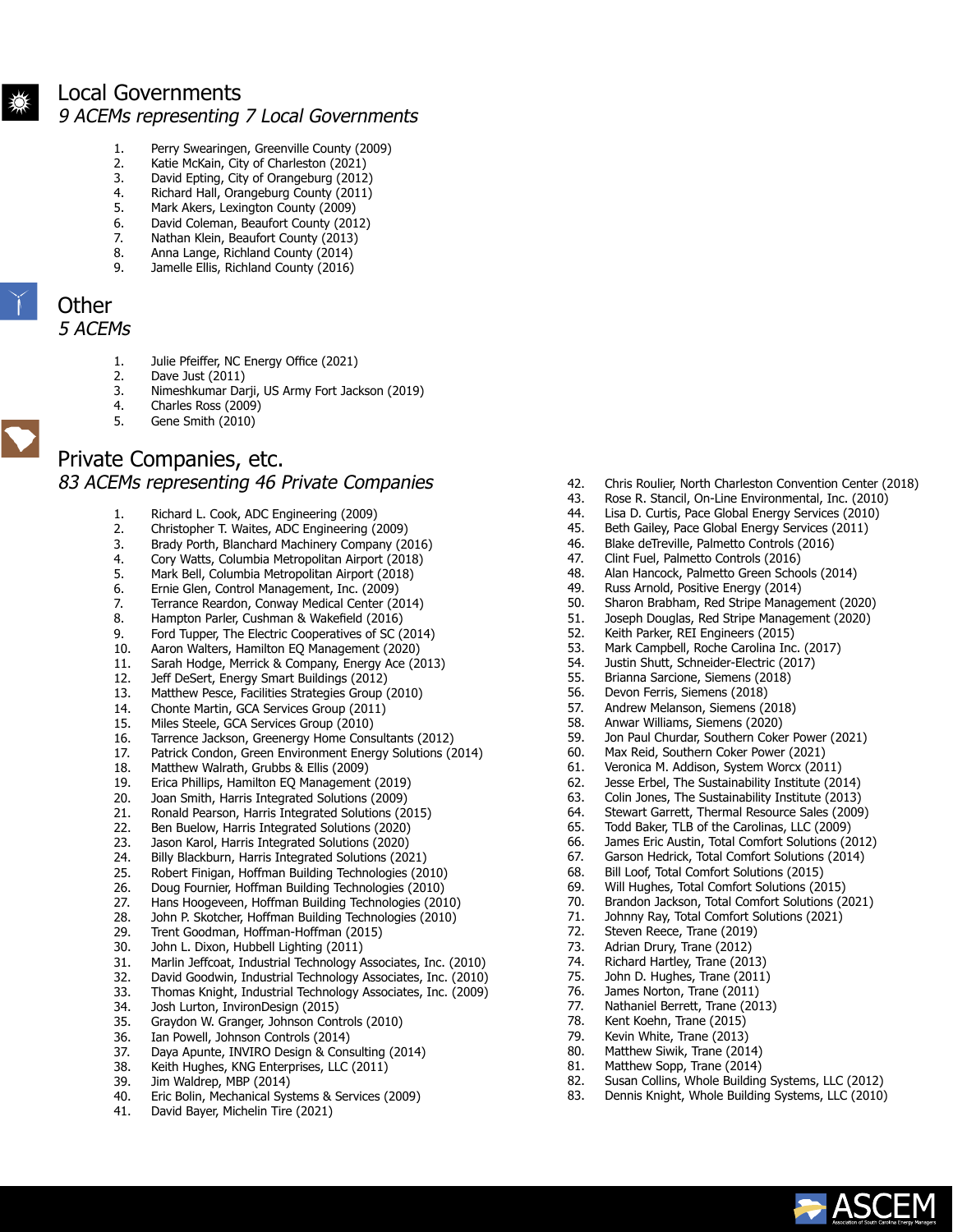## Local Governments

*9 ACEMs representing 7 Local Governments*

1. Perry Swearingen, Greenville County (2009)
2. Katie McKain, City of Charleston (2021)
3. David Epting, City of Orangeburg (2012)
4. Richard Hall, Orangeburg County (2011)
5. Mark Akers, Lexington County (2009)
6. David Coleman, Beaufort County (2012)
7. Nathan Klein, Beaufort County (2013)
8. Anna Lange, Richland County (2014)
9. Jamelle Ellis, Richland County (2016)

## Other

*5 ACEMs*

1. Julie Pfeiffer, NC Energy Office (2021)
2. Dave Just (2011)
3. Nimeshkumar Darji, US Army Fort Jackson (2019)
4. Charles Ross (2009)
5. Gene Smith (2010)

## Private Companies, etc.

*83 ACEMs representing 46 Private Companies*

1. Richard L. Cook, ADC Engineering (2009)
2. Christopher T. Waites, ADC Engineering (2009)
3. Brady Porth, Blanchard Machinery Company (2016)
4. Cory Watts, Columbia Metropolitan Airport (2018)
5. Mark Bell, Columbia Metropolitan Airport (2018)
6. Ernie Glen, Control Management, Inc. (2009)
7. Terrance Reardon, Conway Medical Center (2014)
8. Hampton Parler, Cushman & Wakefield (2016)
9. Ford Tupper, The Electric Cooperatives of SC (2014)
10. Aaron Walters, Hamilton EQ Management (2020)
11. Sarah Hodge, Merrick & Company, Energy Ace (2013)
12. Jeff DeSert, Energy Smart Buildings (2012)
13. Matthew Pesce, Facilities Strategies Group (2010)
14. Chonte Martin, GCA Services Group (2011)
15. Miles Steele, GCA Services Group (2010)
16. Tarrence Jackson, Greenergy Home Consultants (2012)
17. Patrick Condon, Green Environment Energy Solutions (2014)
18. Matthew Walrath, Grubbs & Ellis (2009)
19. Erica Phillips, Hamilton EQ Management (2019)
20. Joan Smith, Harris Integrated Solutions (2009)
21. Ronald Pearson, Harris Integrated Solutions (2015)
22. Ben Buelow, Harris Integrated Solutions (2020)
23. Jason Karol, Harris Integrated Solutions (2020)
24. Billy Blackburn, Harris Integrated Solutions (2021)
25. Robert Finigan, Hoffman Building Technologies (2010)
26. Doug Fournier, Hoffman Building Technologies (2010)
27. Hans Hoogeveen, Hoffman Building Technologies (2010)
28. John P. Skotcher, Hoffman Building Technologies (2010)
29. Trent Goodman, Hoffman-Hoffman (2015)
30. John L. Dixon, Hubbell Lighting (2011)
31. Marlin Jeffcoat, Industrial Technology Associates, Inc. (2010)
32. David Goodwin, Industrial Technology Associates, Inc. (2010)
33. Thomas Knight, Industrial Technology Associates, Inc. (2009)
34. Josh Lurton, InvironDesign (2015)
35. Graydon W. Granger, Johnson Controls (2010)
36. Ian Powell, Johnson Controls (2014)
37. Daya Apunte, INVIRO Design & Consulting (2014)
38. Keith Hughes, KNG Enterprises, LLC (2011)
39. Jim Waldrep, MBP (2014)
40. Eric Bolin, Mechanical Systems & Services (2009)
41. David Bayer, Michelin Tire (2021)
42. Chris Roulier, North Charleston Convention Center (2018)
43. Rose R. Stancil, On-Line Environmental, Inc. (2010)
44. Lisa D. Curtis, Pace Global Energy Services (2010)
45. Beth Gailey, Pace Global Energy Services (2011)
46. Blake deTreville, Palmetto Controls (2016)
47. Clint Fuel, Palmetto Controls (2016)
48. Alan Hancock, Palmetto Green Schools (2014)
49. Russ Arnold, Positive Energy (2014)
50. Sharon Brabham, Red Stripe Management (2020)
51. Joseph Douglas, Red Stripe Management (2020)
52. Keith Parker, REI Engineers (2015)
53. Mark Campbell, Roche Carolina Inc. (2017)
54. Justin Shutt, Schneider-Electric (2017)
55. Brianna Sarcione, Siemens (2018)
56. Devon Ferris, Siemens (2018)
57. Andrew Melanson, Siemens (2018)
58. Anwar Williams, Siemens (2020)
59. Jon Paul Churdar, Southern Coker Power (2021)
60. Max Reid, Southern Coker Power (2021)
61. Veronica M. Addison, System Worcx (2011)
62. Jesse Erbel, The Sustainability Institute (2014)
63. Colin Jones, The Sustainability Institute (2013)
64. Stewart Garrett, Thermal Resource Sales (2009)
65. Todd Baker, TLB of the Carolinas, LLC (2009)
66. James Eric Austin, Total Comfort Solutions (2012)
67. Garson Hedrick, Total Comfort Solutions (2014)
68. Bill Loof, Total Comfort Solutions (2015)
69. Will Hughes, Total Comfort Solutions (2015)
70. Brandon Jackson, Total Comfort Solutions (2021)
71. Johnny Ray, Total Comfort Solutions (2021)
72. Steven Reece, Trane (2019)
73. Adrian Drury, Trane (2012)
74. Richard Hartley, Trane (2013)
75. John D. Hughes, Trane (2011)
76. James Norton, Trane (2011)
77. Nathaniel Berrett, Trane (2013)
78. Kent Koehn, Trane (2015)
79. Kevin White, Trane (2013)
80. Matthew Siwik, Trane (2014)
81. Matthew Sopp, Trane (2014)
82. Susan Collins, Whole Building Systems, LLC (2012)
83. Dennis Knight, Whole Building Systems, LLC (2010)